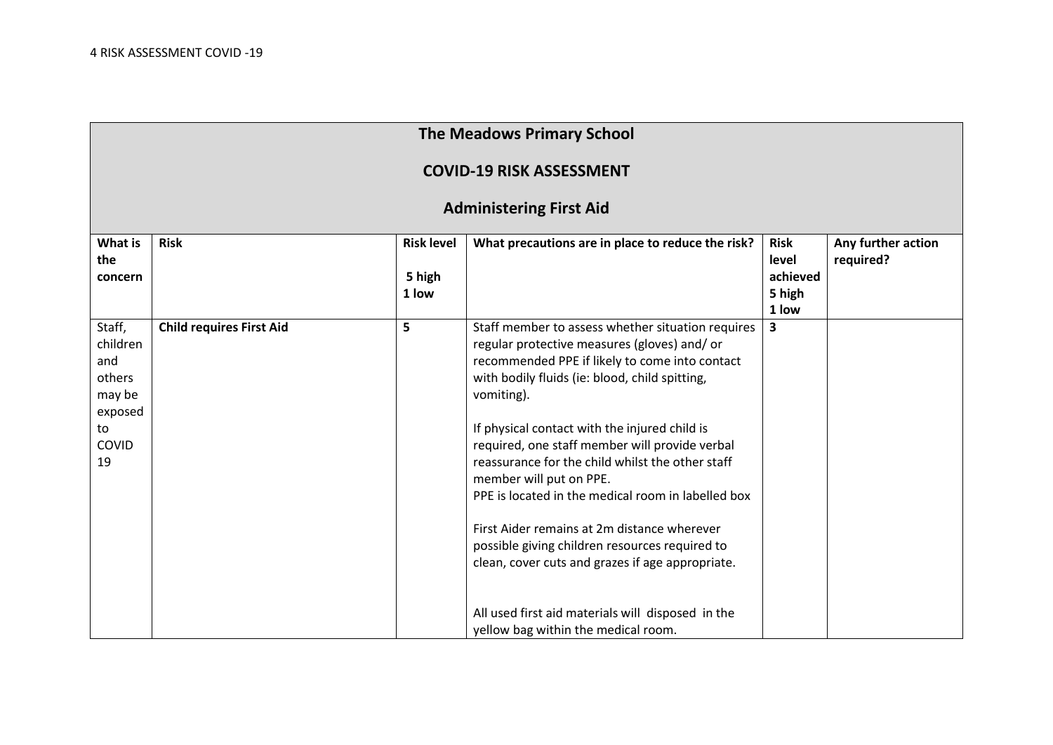| The Meadows Primary School<br><br>COVID-19 RISK ASSESSMENT<br><br>Administering First Aid | | | | | |
|---|---|---|---|---|---|
| **What is the concern** | **Risk** | **Risk level**<br><br>**5 high**<br>**1 low** | **What precautions are in place to reduce the risk?** | **Risk level achieved**<br>**5 high**<br>**1 low** | **Any further action required?** |
| Staff, children and others may be exposed to COVID 19 | **Child requires First Aid** | **5** | Staff member to assess whether situation requires regular protective measures (gloves) and/ or recommended PPE if likely to come into contact with bodily fluids (ie: blood, child spitting, vomiting).<br><br>If physical contact with the injured child is required, one staff member will provide verbal reassurance for the child whilst the other staff member will put on PPE.<br>PPE is located in the medical room in labelled box<br><br>First Aider remains at 2m distance wherever possible giving children resources required to clean, cover cuts and grazes if age appropriate.<br><br>All used first aid materials will disposed in the yellow bag within the medical room. | **3** | |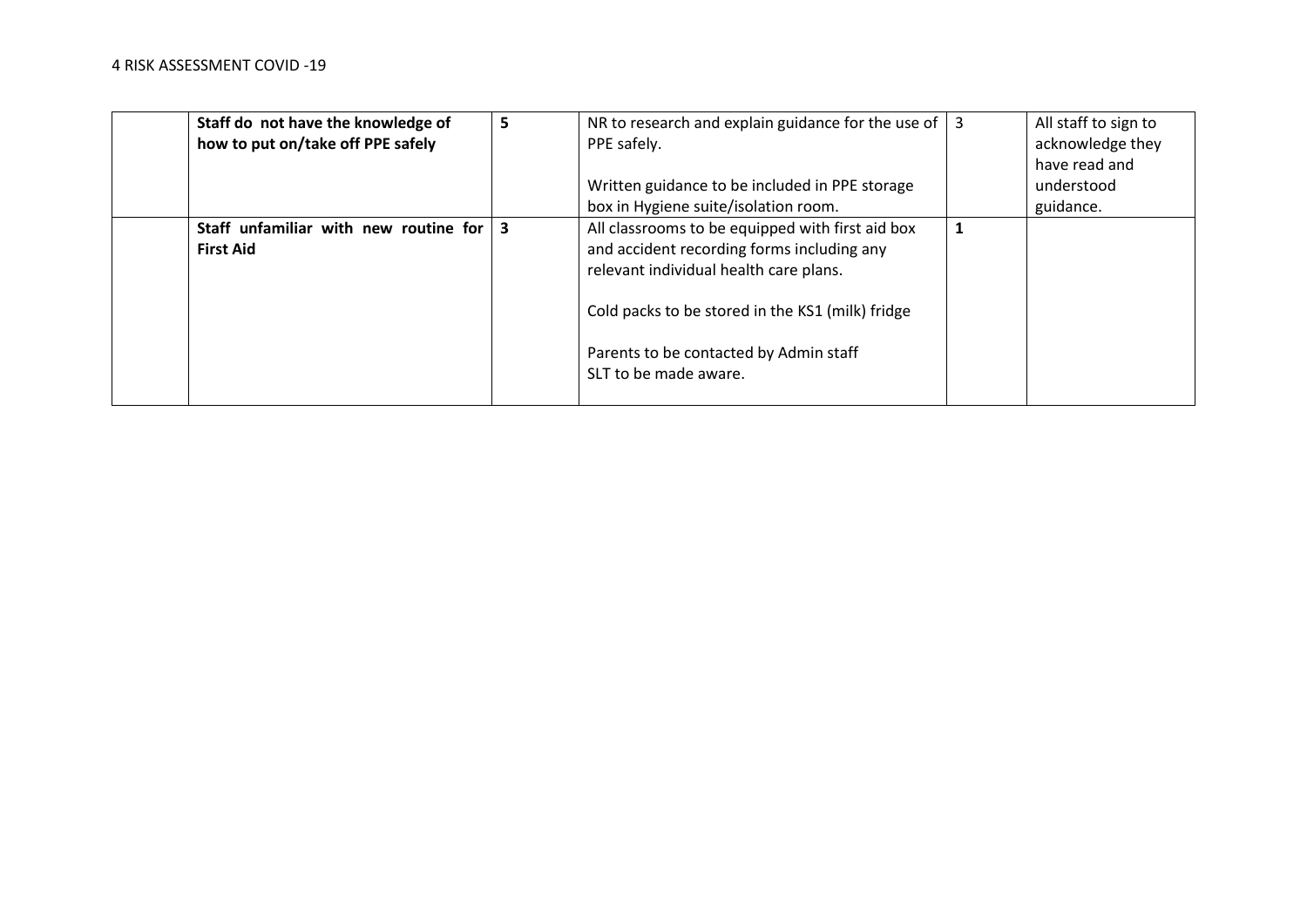| | | | | | |
|---|---|---|---|---|---|
| | **Staff do not have the knowledge of how to put on/take off PPE safely** | **5** | NR to research and explain guidance for the use of PPE safely.<br><br>Written guidance to be included in PPE storage box in Hygiene suite/isolation room. | 3 | All staff to sign to acknowledge they have read and understood guidance. |
| | **Staff unfamiliar with new routine for First Aid** | **3** | All classrooms to be equipped with first aid box and accident recording forms including any relevant individual health care plans.<br><br>Cold packs to be stored in the KS1 (milk) fridge<br><br>Parents to be contacted by Admin staff<br>SLT to be made aware. | **1** | |